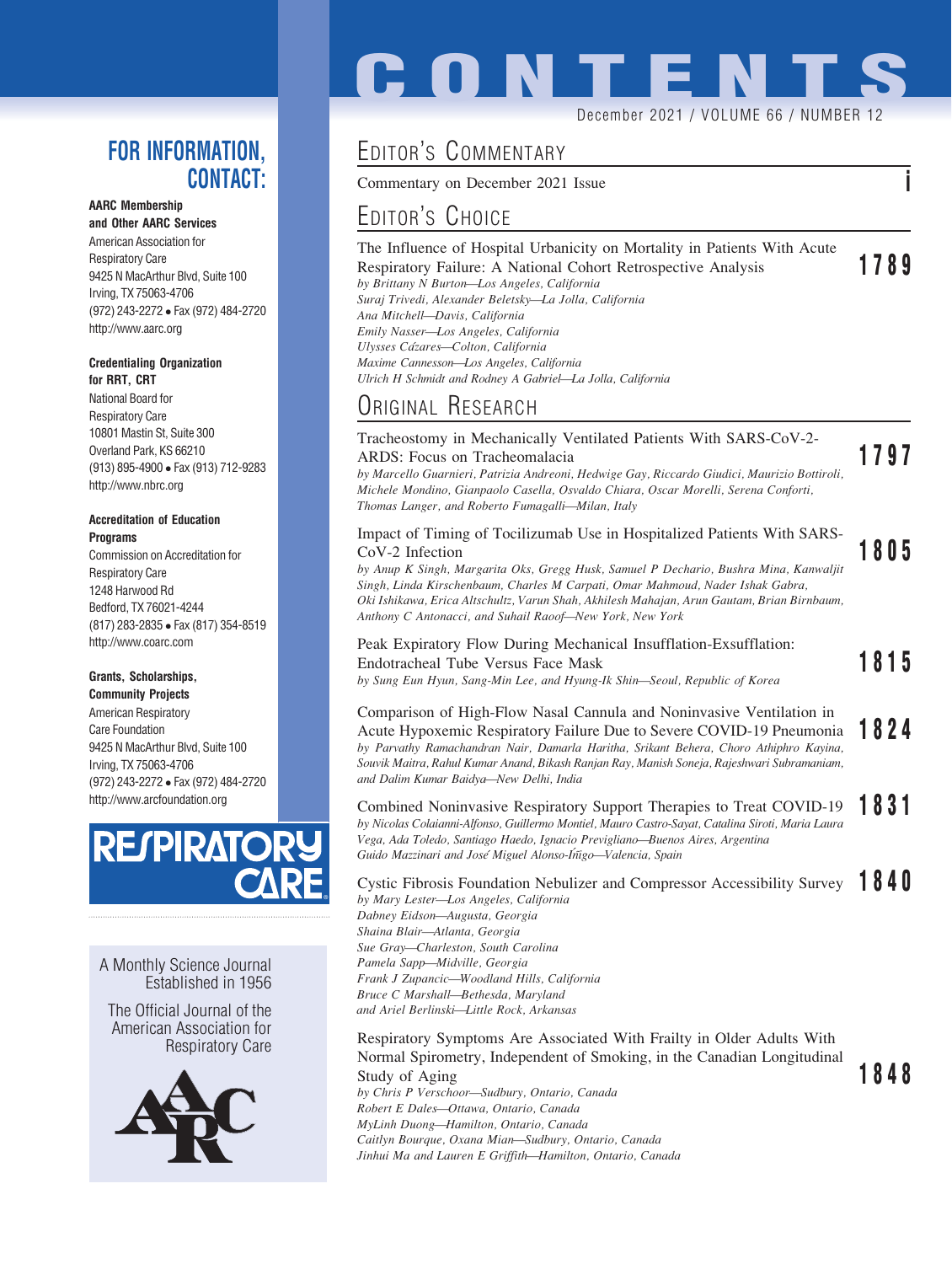# CONTENTS

December 2021 / VOLUME 66 / NUMBER 12

## EDITOR'S COMMENTARY

Commentary on December 2021 Issue — i

## EDITOR'S CHOICE

The Influence of Hospital Urbanicity on Mortality in Patients With Acute Respiratory Failure: A National Cohort Retrospective Analysis — **1789**
*by Brittany N Burton—Los Angeles, California*
*Suraj Trivedi, Alexander Beletsky—La Jolla, California*
*Ana Mitchell—Davis, California*
*Emily Nasser—Los Angeles, California*
*Ulysses Cázares—Colton, California*
*Maxime Cannesson—Los Angeles, California*
*Ulrich H Schmidt and Rodney A Gabriel—La Jolla, California*

## ORIGINAL RESEARCH

Tracheostomy in Mechanically Ventilated Patients With SARS-CoV-2-ARDS: Focus on Tracheomalacia — **1797**
*by Marcello Guarnieri, Patrizia Andreoni, Hedwige Gay, Riccardo Giudici, Maurizio Bottiroli, Michele Mondino, Gianpaolo Casella, Osvaldo Chiara, Oscar Morelli, Serena Conforti, Thomas Langer, and Roberto Fumagalli—Milan, Italy*

Impact of Timing of Tocilizumab Use in Hospitalized Patients With SARS-CoV-2 Infection — **1805**
*by Anup K Singh, Margarita Oks, Gregg Husk, Samuel P Dechario, Bushra Mina, Kanwaljit Singh, Linda Kirschenbaum, Charles M Carpati, Omar Mahmoud, Nader Ishak Gabra, Oki Ishikawa, Erica Altschultz, Varun Shah, Akhilesh Mahajan, Arun Gautam, Brian Birnbaum, Anthony C Antonacci, and Suhail Raoof—New York, New York*

Peak Expiratory Flow During Mechanical Insufflation-Exsufflation: Endotracheal Tube Versus Face Mask — **1815**
*by Sung Eun Hyun, Sang-Min Lee, and Hyung-Ik Shin—Seoul, Republic of Korea*

Comparison of High-Flow Nasal Cannula and Noninvasive Ventilation in Acute Hypoxemic Respiratory Failure Due to Severe COVID-19 Pneumonia — **1824**
*by Parvathy Ramachandran Nair, Damarla Haritha, Srikant Behera, Choro Athiphro Kayina, Souvik Maitra, Rahul Kumar Anand, Bikash Ranjan Ray, Manish Soneja, Rajeshwari Subramaniam, and Dalim Kumar Baidya—New Delhi, India*

Combined Noninvasive Respiratory Support Therapies to Treat COVID-19 — **1831**
*by Nicolas Colaianni-Alfonso, Guillermo Montiel, Mauro Castro-Sayat, Catalina Siroti, Maria Laura Vega, Ada Toledo, Santiago Haedo, Ignacio Previgliano—Buenos Aires, Argentina*
*Guido Mazzinari and José Miguel Alonso-Íñigo—Valencia, Spain*

Cystic Fibrosis Foundation Nebulizer and Compressor Accessibility Survey — **1840**
*by Mary Lester—Los Angeles, California*
*Dabney Eidson—Augusta, Georgia*
*Shaina Blair—Atlanta, Georgia*
*Sue Gray—Charleston, South Carolina*
*Pamela Sapp—Midville, Georgia*
*Frank J Zupancic—Woodland Hills, California*
*Bruce C Marshall—Bethesda, Maryland*
*and Ariel Berlinski—Little Rock, Arkansas*

Respiratory Symptoms Are Associated With Frailty in Older Adults With Normal Spirometry, Independent of Smoking, in the Canadian Longitudinal Study of Aging — **1848**
*by Chris P Verschoor—Sudbury, Ontario, Canada*
*Robert E Dales—Ottawa, Ontario, Canada*
*MyLinh Duong—Hamilton, Ontario, Canada*
*Caitlyn Bourque, Oxana Mian—Sudbury, Ontario, Canada*
*Jinhui Ma and Lauren E Griffith—Hamilton, Ontario, Canada*

## FOR INFORMATION, CONTACT:

**AARC Membership and Other AARC Services**
American Association for Respiratory Care
9425 N MacArthur Blvd, Suite 100
Irving, TX 75063-4706
(972) 243-2272 • Fax (972) 484-2720
http://www.aarc.org

**Credentialing Organization for RRT, CRT**
National Board for Respiratory Care
10801 Mastin St, Suite 300
Overland Park, KS 66210
(913) 895-4900 • Fax (913) 712-9283
http://www.nbrc.org

**Accreditation of Education Programs**
Commission on Accreditation for Respiratory Care
1248 Harwood Rd
Bedford, TX 76021-4244
(817) 283-2835 • Fax (817) 354-8519
http://www.coarc.com

**Grants, Scholarships, Community Projects**
American Respiratory Care Foundation
9425 N MacArthur Blvd, Suite 100
Irving, TX 75063-4706
(972) 243-2272 • Fax (972) 484-2720
http://www.arcfoundation.org

RESPIRATORY CARE

A Monthly Science Journal Established in 1956

The Official Journal of the American Association for Respiratory Care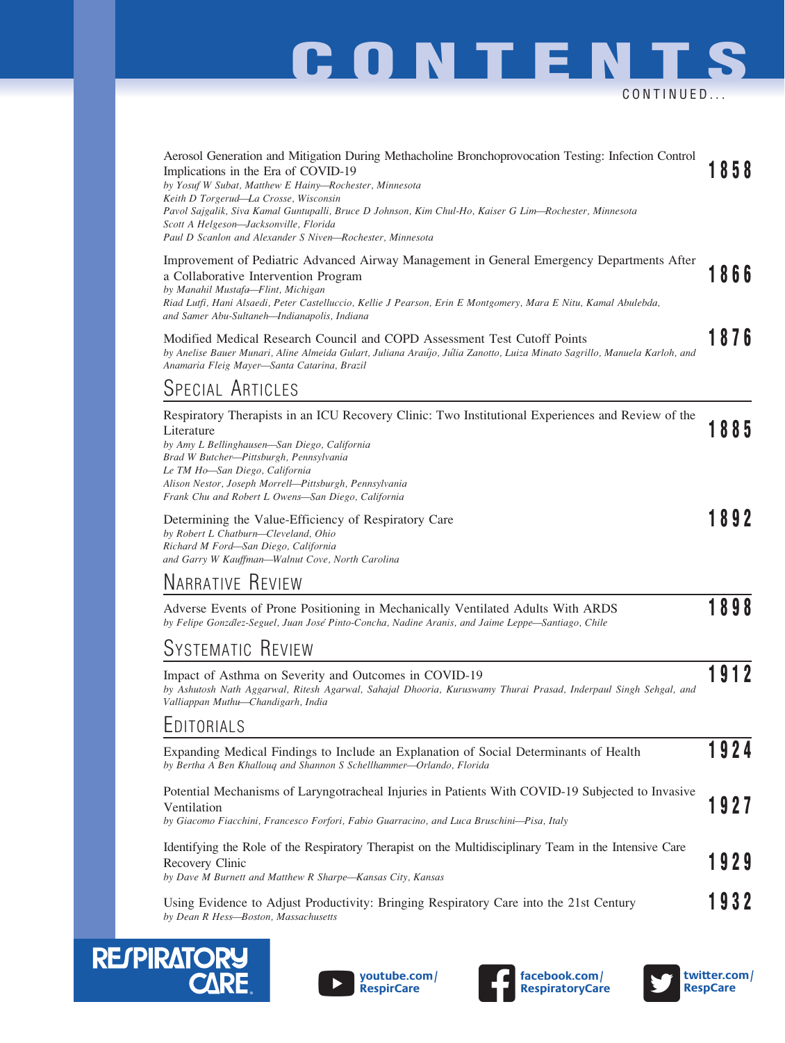# CONTENTS

CONTINUED...

Aerosol Generation and Mitigation During Methacholine Bronchoprovocation Testing: Infection Control Implications in the Era of COVID-19 **1858**
*by Yosuf W Subat, Matthew E Hainy—Rochester, Minnesota*
*Keith D Torgerud—La Crosse, Wisconsin*
*Pavol Sajgalik, Siva Kamal Guntupalli, Bruce D Johnson, Kim Chul-Ho, Kaiser G Lim—Rochester, Minnesota*
*Scott A Helgeson—Jacksonville, Florida*
*Paul D Scanlon and Alexander S Niven—Rochester, Minnesota*

Improvement of Pediatric Advanced Airway Management in General Emergency Departments After a Collaborative Intervention Program **1866**
*by Manahil Mustafa—Flint, Michigan*
*Riad Lutfi, Hani Alsaedi, Peter Castelluccio, Kellie J Pearson, Erin E Montgomery, Mara E Nitu, Kamal Abulebda, and Samer Abu-Sultaneh—Indianapolis, Indiana*

Modified Medical Research Council and COPD Assessment Test Cutoff Points **1876**
*by Anelise Bauer Munari, Aline Almeida Gulart, Juliana Araújo, Júlia Zanotto, Luiza Minato Sagrillo, Manuela Karloh, and Anamaria Fleig Mayer—Santa Catarina, Brazil*

## Special Articles

Respiratory Therapists in an ICU Recovery Clinic: Two Institutional Experiences and Review of the Literature **1885**
*by Amy L Bellinghausen—San Diego, California*
*Brad W Butcher—Pittsburgh, Pennsylvania*
*Le TM Ho—San Diego, California*
*Alison Nestor, Joseph Morrell—Pittsburgh, Pennsylvania*
*Frank Chu and Robert L Owens—San Diego, California*

Determining the Value-Efficiency of Respiratory Care **1892**
*by Robert L Chatburn—Cleveland, Ohio*
*Richard M Ford—San Diego, California*
*and Garry W Kauffman—Walnut Cove, North Carolina*

## Narrative Review

Adverse Events of Prone Positioning in Mechanically Ventilated Adults With ARDS **1898**
*by Felipe González-Seguel, Juan José Pinto-Concha, Nadine Aranis, and Jaime Leppe—Santiago, Chile*

## Systematic Review

Impact of Asthma on Severity and Outcomes in COVID-19 **1912**
*by Ashutosh Nath Aggarwal, Ritesh Agarwal, Sahajal Dhooria, Kuruswamy Thurai Prasad, Inderpaul Singh Sehgal, and Valliappan Muthu—Chandigarh, India*

## Editorials

Expanding Medical Findings to Include an Explanation of Social Determinants of Health **1924**
*by Bertha A Ben Khallouq and Shannon S Schellhammer—Orlando, Florida*

Potential Mechanisms of Laryngotracheal Injuries in Patients With COVID-19 Subjected to Invasive Ventilation **1927**
*by Giacomo Fiacchini, Francesco Forfori, Fabio Guarracino, and Luca Bruschini—Pisa, Italy*

Identifying the Role of the Respiratory Therapist on the Multidisciplinary Team in the Intensive Care Recovery Clinic **1929**
*by Dave M Burnett and Matthew R Sharpe—Kansas City, Kansas*

Using Evidence to Adjust Productivity: Bringing Respiratory Care into the 21st Century **1932**
*by Dean R Hess—Boston, Massachusetts*

RESPIRATORY CARE

youtube.com/RespirCare

facebook.com/RespiratoryCare

twitter.com/RespCare